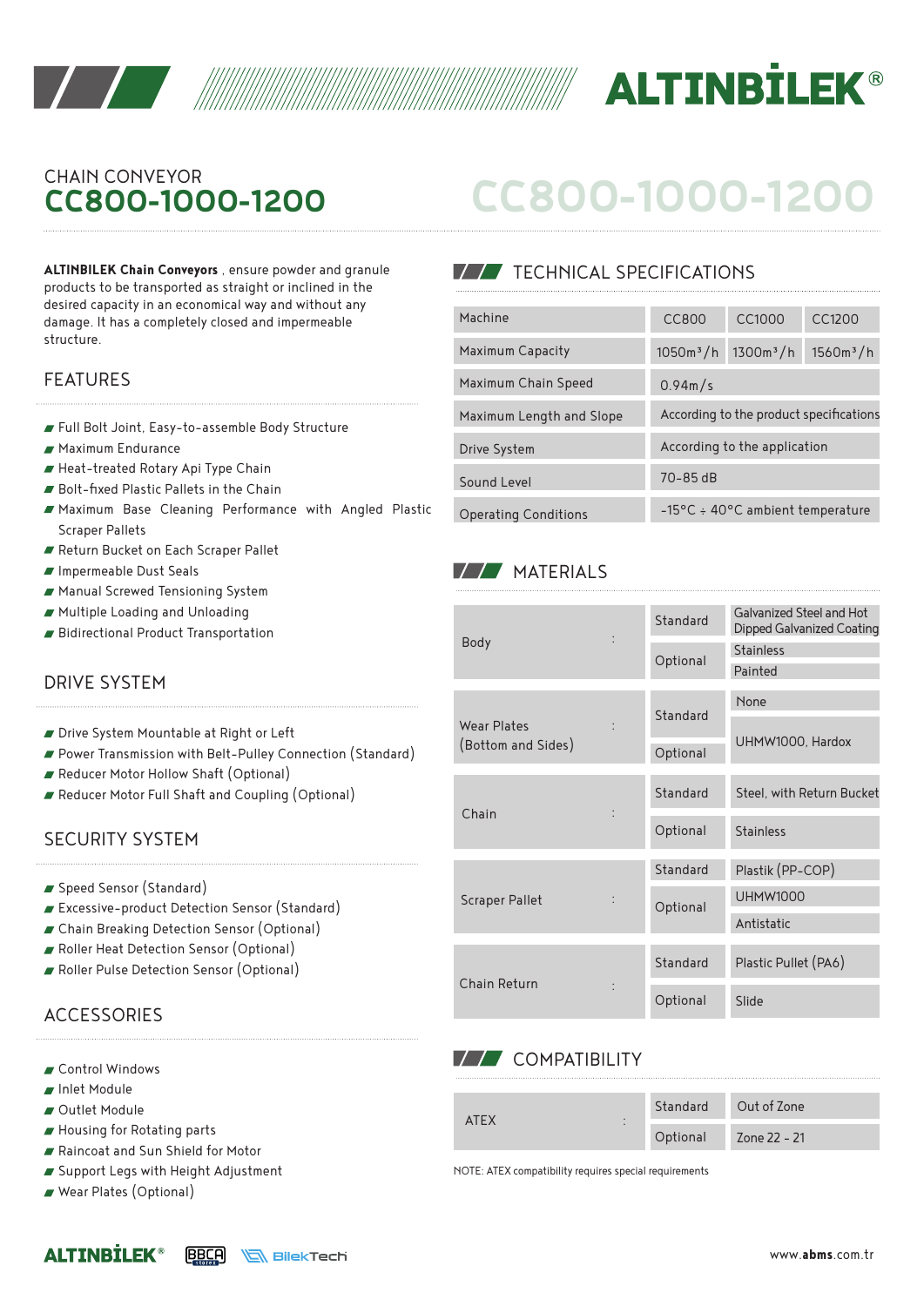# CHAIN CONVEYOR
# CC800-1000-1200

**ALTINBILEK Chain Conveyors** , ensure powder and granule products to be transported as straight or inclined in the desired capacity in an economical way and without any damage. It has a completely closed and impermeable structure.

## FEATURES

- Full Bolt Joint, Easy-to-assemble Body Structure
- Maximum Endurance
- Heat-treated Rotary Api Type Chain
- Bolt-fixed Plastic Pallets in the Chain
- Maximum Base Cleaning Performance with Angled Plastic Scraper Pallets
- Return Bucket on Each Scraper Pallet
- Impermeable Dust Seals
- Manual Screwed Tensioning System
- Multiple Loading and Unloading
- Bidirectional Product Transportation

## DRIVE SYSTEM

- Drive System Mountable at Right or Left
- Power Transmission with Belt-Pulley Connection (Standard)
- Reducer Motor Hollow Shaft (Optional)
- Reducer Motor Full Shaft and Coupling (Optional)

## SECURITY SYSTEM

- Speed Sensor (Standard)
- Excessive-product Detection Sensor (Standard)
- Chain Breaking Detection Sensor (Optional)
- Roller Heat Detection Sensor (Optional)
- Roller Pulse Detection Sensor (Optional)

## ACCESSORIES

- Control Windows
- Inlet Module
- Outlet Module
- Housing for Rotating parts
- Raincoat and Sun Shield for Motor
- Support Legs with Height Adjustment
- Wear Plates (Optional)

## TECHNICAL SPECIFICATIONS

| Machine | CC800 | CC1000 | CC1200 |
|---|---|---|---|
| Maximum Capacity | 1050m³/h | 1300m³/h | 1560m³/h |
| Maximum Chain Speed | 0.94m/s | | |
| Maximum Length and Slope | According to the product specifications | | |
| Drive System | According to the application | | |
| Sound Level | 70-85 dB | | |
| Operating Conditions | -15°C ÷ 40°C ambient temperature | | |

## MATERIALS

| Component | | Type | Material |
|---|---|---|---|
| Body | : | Standard | Galvanized Steel and Hot Dipped Galvanized Coating |
| | | Optional | Stainless |
| | | | Painted |
| Wear Plates (Bottom and Sides) | : | Standard | None |
| | | Optional | UHMW1000, Hardox |
| Chain | : | Standard | Steel, with Return Bucket |
| | | Optional | Stainless |
| Scraper Pallet | : | Standard | Plastik (PP-COP) |
| | | Optional | UHMW1000 |
| | | | Antistatic |
| Chain Return | : | Standard | Plastic Pullet (PA6) |
| | | Optional | Slide |

## COMPATIBILITY

| Component | | Type | Value |
|---|---|---|---|
| ATEX | : | Standard | Out of Zone |
| | | Optional | Zone 22 - 21 |

NOTE: ATEX compatibility requires special requirements

www.abms.com.tr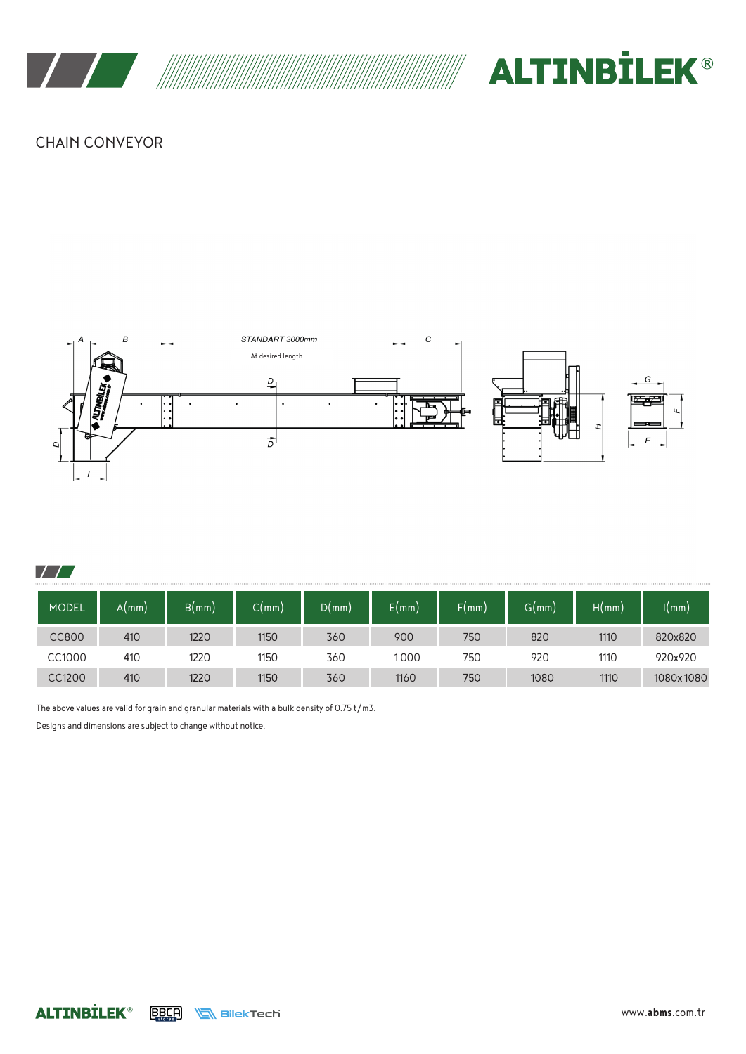# CHAIN CONVEYOR

STANDART 3000mm

At desired length

A B C D E F G H I

| MODEL | A(mm) | B(mm) | C(mm) | D(mm) | E(mm) | F(mm) | G(mm) | H(mm) | I(mm) |
|---|---|---|---|---|---|---|---|---|---|
| CC800 | 410 | 1220 | 1150 | 360 | 900 | 750 | 820 | 1110 | 820x820 |
| CC1000 | 410 | 1220 | 1150 | 360 | 1000 | 750 | 920 | 1110 | 920x920 |
| CC1200 | 410 | 1220 | 1150 | 360 | 1160 | 750 | 1080 | 1110 | 1080x1080 |

The above values are valid for grain and granular materials with a bulk density of 0.75 t/m3.

Designs and dimensions are subject to change without notice.